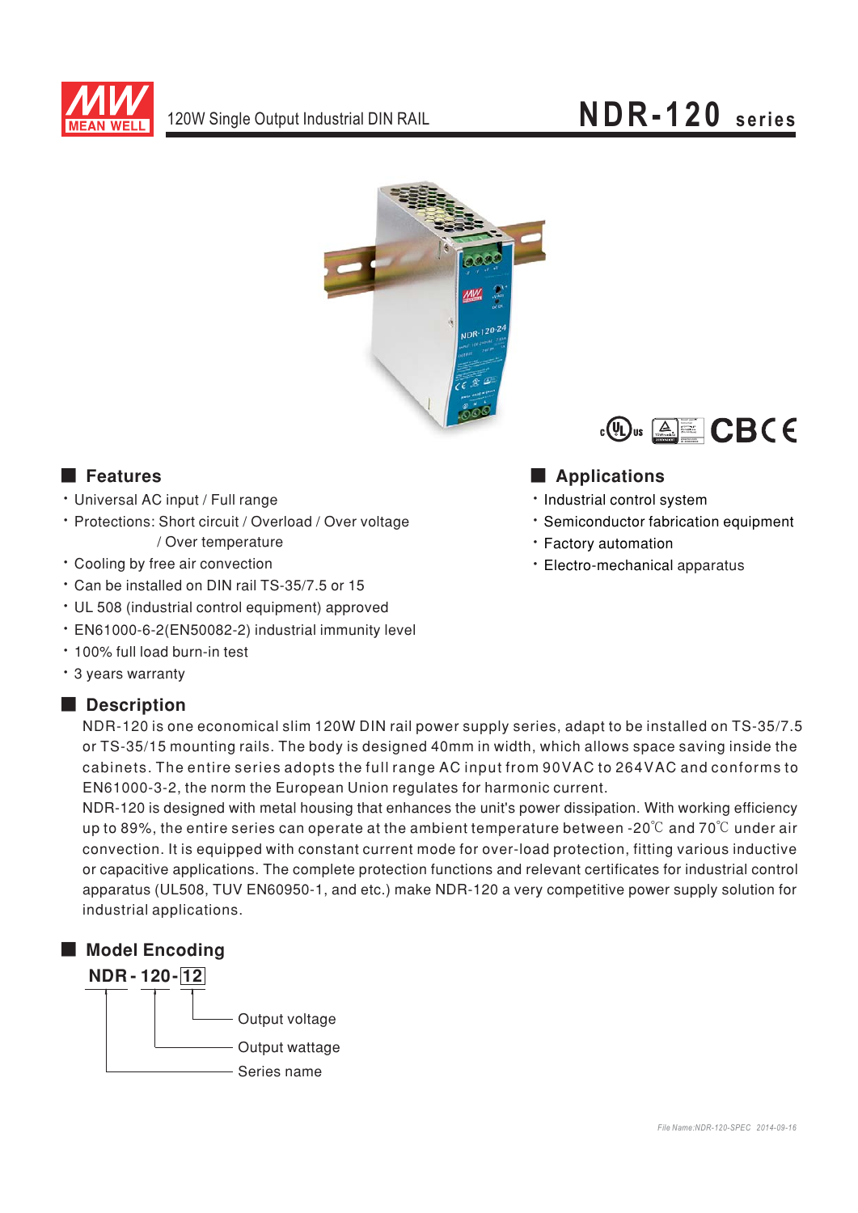# NDR-120 series

120W Single Output Industrial DIN RAIL

## Features

- Universal AC input / Full range
- Protections: Short circuit / Overload / Over voltage / Over temperature
- Cooling by free air convection
- Can be installed on DIN rail TS-35/7.5 or 15
- UL 508 (industrial control equipment) approved
- EN61000-6-2(EN50082-2) industrial immunity level
- 100% full load burn-in test
- 3 years warranty

## Applications

- Industrial control system
- Semiconductor fabrication equipment
- Factory automation
- Electro-mechanical apparatus

## Description

NDR-120 is one economical slim 120W DIN rail power supply series, adapt to be installed on TS-35/7.5 or TS-35/15 mounting rails. The body is designed 40mm in width, which allows space saving inside the cabinets. The entire series adopts the full range AC input from 90VAC to 264VAC and conforms to EN61000-3-2, the norm the European Union regulates for harmonic current.

NDR-120 is designed with metal housing that enhances the unit's power dissipation. With working efficiency up to 89%, the entire series can operate at the ambient temperature between -20℃ and 70℃ under air convection. It is equipped with constant current mode for over-load protection, fitting various inductive or capacitive applications. The complete protection functions and relevant certificates for industrial control apparatus (UL508, TUV EN60950-1, and etc.) make NDR-120 a very competitive power supply solution for industrial applications.

## Model Encoding

NDR - 120 - 12

- 12: Output voltage
- 120: Output wattage
- NDR: Series name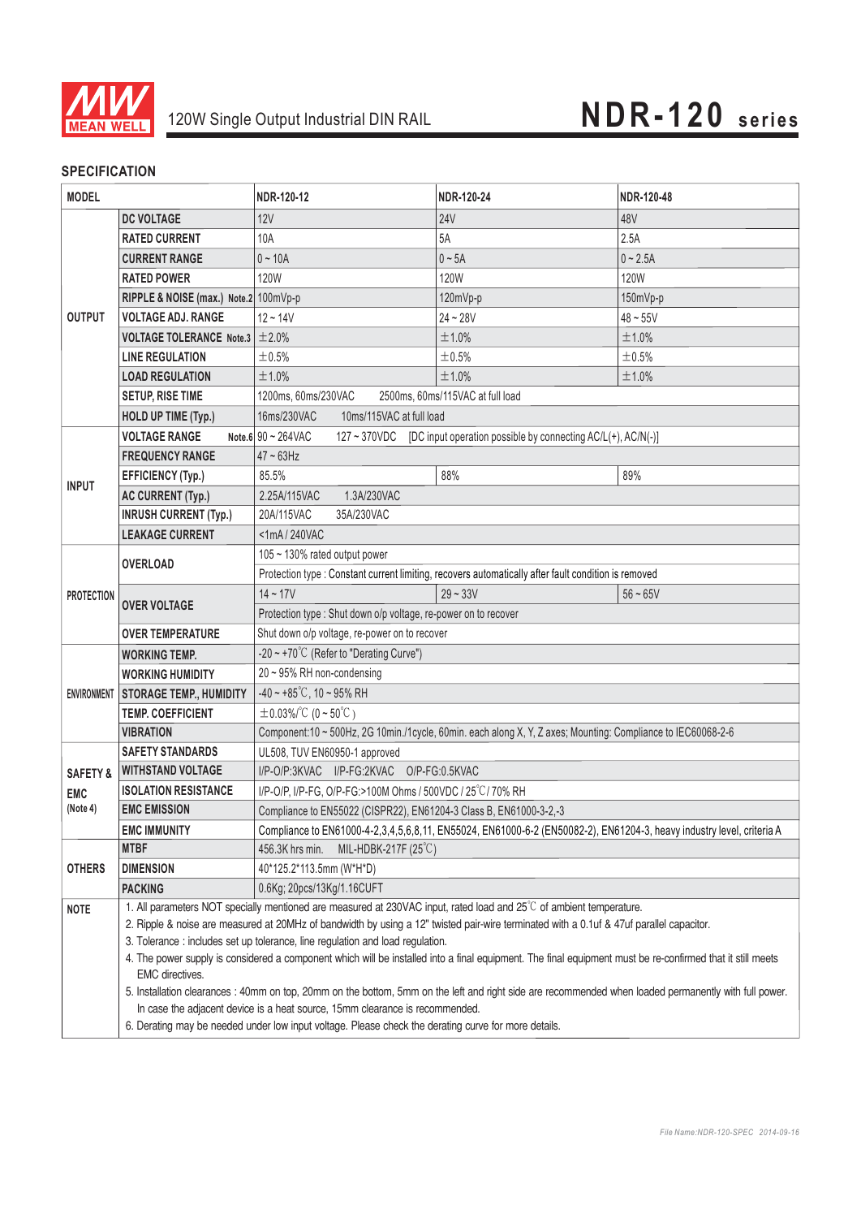# 120W Single Output Industrial DIN RAIL

# NDR-120 series

## SPECIFICATION

| MODEL | | NDR-120-12 | NDR-120-24 | NDR-120-48 |
|---|---|---|---|---|
| OUTPUT | DC VOLTAGE | 12V | 24V | 48V |
| | RATED CURRENT | 10A | 5A | 2.5A |
| | CURRENT RANGE | 0 ~ 10A | 0 ~ 5A | 0 ~ 2.5A |
| | RATED POWER | 120W | 120W | 120W |
| | RIPPLE & NOISE (max.) Note.2 | 100mVp-p | 120mVp-p | 150mVp-p |
| | VOLTAGE ADJ. RANGE | 12 ~ 14V | 24 ~ 28V | 48 ~ 55V |
| | VOLTAGE TOLERANCE Note.3 | ±2.0% | ±1.0% | ±1.0% |
| | LINE REGULATION | ±0.5% | ±0.5% | ±0.5% |
| | LOAD REGULATION | ±1.0% | ±1.0% | ±1.0% |
| | SETUP, RISE TIME | 1200ms, 60ms/230VAC 2500ms, 60ms/115VAC at full load | | |
| | HOLD UP TIME (Typ.) | 16ms/230VAC 10ms/115VAC at full load | | |
| INPUT | VOLTAGE RANGE Note.6 | 90 ~ 264VAC 127 ~ 370VDC [DC input operation possible by connecting AC/L(+), AC/N(-)] | | |
| | FREQUENCY RANGE | 47 ~ 63Hz | | |
| | EFFICIENCY (Typ.) | 85.5% | 88% | 89% |
| | AC CURRENT (Typ.) | 2.25A/115VAC 1.3A/230VAC | | |
| | INRUSH CURRENT (Typ.) | 20A/115VAC 35A/230VAC | | |
| | LEAKAGE CURRENT | <1mA / 240VAC | | |
| PROTECTION | OVERLOAD | 105 ~ 130% rated output power | | |
| | | Protection type : Constant current limiting, recovers automatically after fault condition is removed | | |
| | OVER VOLTAGE | 14 ~ 17V | 29 ~ 33V | 56 ~ 65V |
| | | Protection type : Shut down o/p voltage, re-power on to recover | | |
| | OVER TEMPERATURE | Shut down o/p voltage, re-power on to recover | | |
| ENVIRONMENT | WORKING TEMP. | -20 ~ +70℃ (Refer to "Derating Curve") | | |
| | WORKING HUMIDITY | 20 ~ 95% RH non-condensing | | |
| | STORAGE TEMP., HUMIDITY | -40 ~ +85℃, 10 ~ 95% RH | | |
| | TEMP. COEFFICIENT | ±0.03%/℃ (0 ~ 50℃) | | |
| | VIBRATION | Component:10 ~ 500Hz, 2G 10min./1cycle, 60min. each along X, Y, Z axes; Mounting: Compliance to IEC60068-2-6 | | |
| SAFETY & EMC (Note 4) | SAFETY STANDARDS | UL508, TUV EN60950-1 approved | | |
| | WITHSTAND VOLTAGE | I/P-O/P:3KVAC I/P-FG:2KVAC O/P-FG:0.5KVAC | | |
| | ISOLATION RESISTANCE | I/P-O/P, I/P-FG, O/P-FG:>100M Ohms / 500VDC / 25℃/ 70% RH | | |
| | EMC EMISSION | Compliance to EN55022 (CISPR22), EN61204-3 Class B, EN61000-3-2,-3 | | |
| | EMC IMMUNITY | Compliance to EN61000-4-2,3,4,5,6,8,11, EN55024, EN61000-6-2 (EN50082-2), EN61204-3, heavy industry level, criteria A | | |
| OTHERS | MTBF | 456.3K hrs min. MIL-HDBK-217F (25℃) | | |
| | DIMENSION | 40*125.2*113.5mm (W*H*D) | | |
| | PACKING | 0.6Kg; 20pcs/13Kg/1.16CUFT | | |

**NOTE**

1. All parameters NOT specially mentioned are measured at 230VAC input, rated load and 25℃ of ambient temperature.
2. Ripple & noise are measured at 20MHz of bandwidth by using a 12" twisted pair-wire terminated with a 0.1uf & 47uf parallel capacitor.
3. Tolerance : includes set up tolerance, line regulation and load regulation.
4. The power supply is considered a component which will be installed into a final equipment. The final equipment must be re-confirmed that it still meets EMC directives.
5. Installation clearances : 40mm on top, 20mm on the bottom, 5mm on the left and right side are recommended when loaded permanently with full power. In case the adjacent device is a heat source, 15mm clearance is recommended.
6. Derating may be needed under low input voltage. Please check the derating curve for more details.

File Name:NDR-120-SPEC 2014-09-16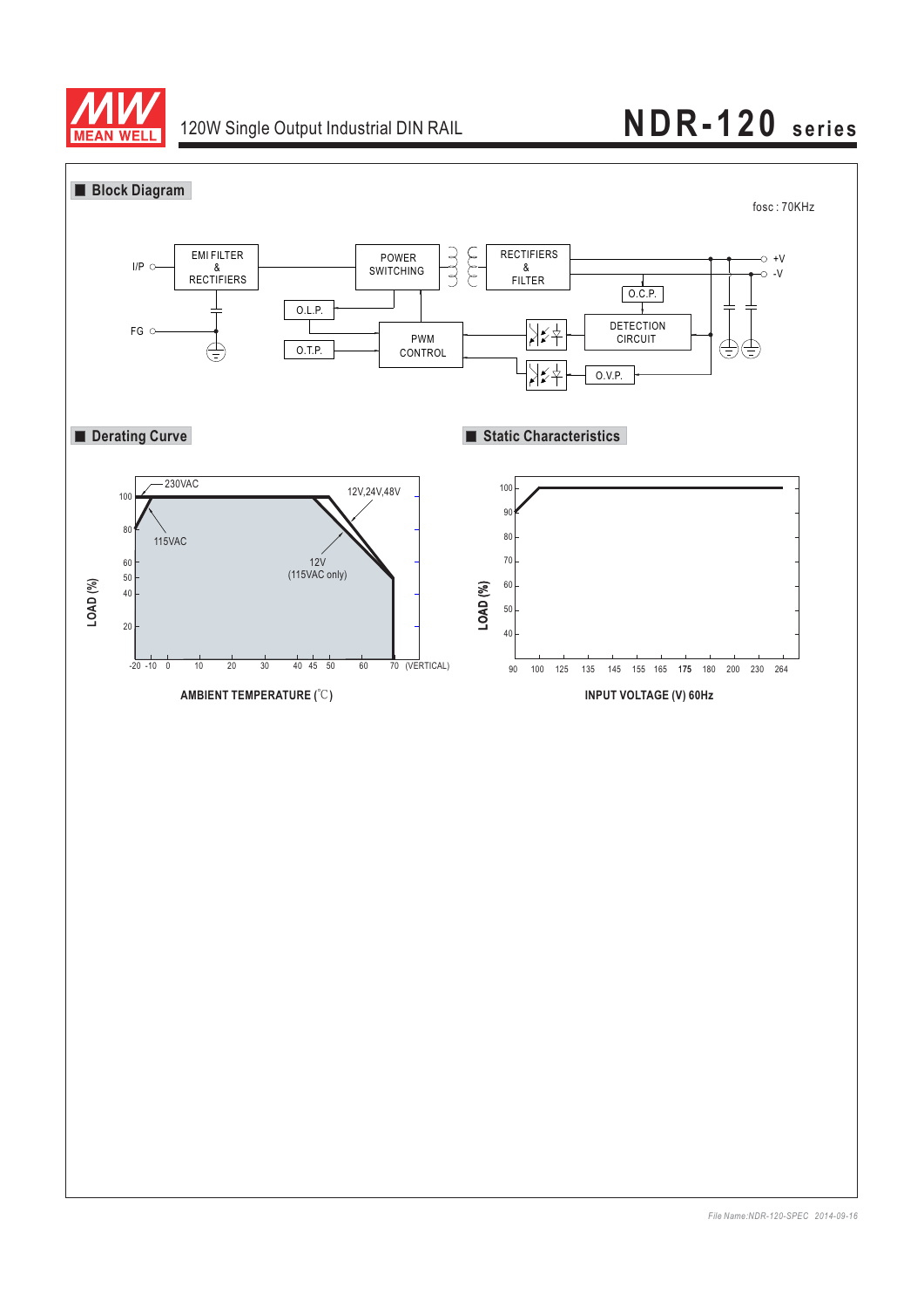## Block Diagram

fosc : 70KHz

I/P
FG
EMI FILTER & RECTIFIERS
POWER SWITCHING
RECTIFIERS & FILTER
+V
-V
O.C.P.
O.L.P.
O.T.P.
PWM CONTROL
DETECTION CIRCUIT
O.V.P.

## Derating Curve

230VAC
12V,24V,48V
115VAC
12V
(115VAC only)
LOAD (%)
100
80
60
50
40
20
-20 -10 0 10 20 30 40 45 50 60 70 (VERTICAL)

AMBIENT TEMPERATURE (℃)

## Static Characteristics

LOAD (%)
100
90
80
70
60
50
40
90 100 125 135 145 155 165 175 180 200 230 264

INPUT VOLTAGE (V) 60Hz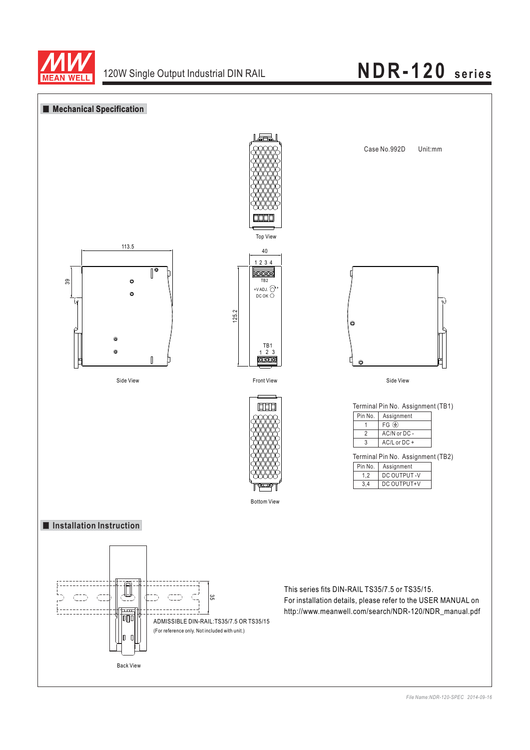## Mechanical Specification

Case No.992D Unit:mm

Top View

113.5

39

Side View

40

1 2 3 4

TB2

+V ADJ.

DC OK

125.2

TB1

1 2 3

Front View

Side View

Bottom View

Terminal Pin No. Assignment (TB1)

| Pin No. | Assignment |
|---|---|
| 1 | FG ⏚ |
| 2 | AC/N or DC - |
| 3 | AC/L or DC + |

Terminal Pin No. Assignment (TB2)

| Pin No. | Assignment |
|---|---|
| 1,2 | DC OUTPUT -V |
| 3,4 | DC OUTPUT+V |

## Installation Instruction

35

ADMISSIBLE DIN-RAIL:TS35/7.5 OR TS35/15

(For reference only. Not included with unit.)

Back View

This series fits DIN-RAIL TS35/7.5 or TS35/15.
For installation details, please refer to the USER MANUAL on http://www.meanwell.com/search/NDR-120/NDR_manual.pdf